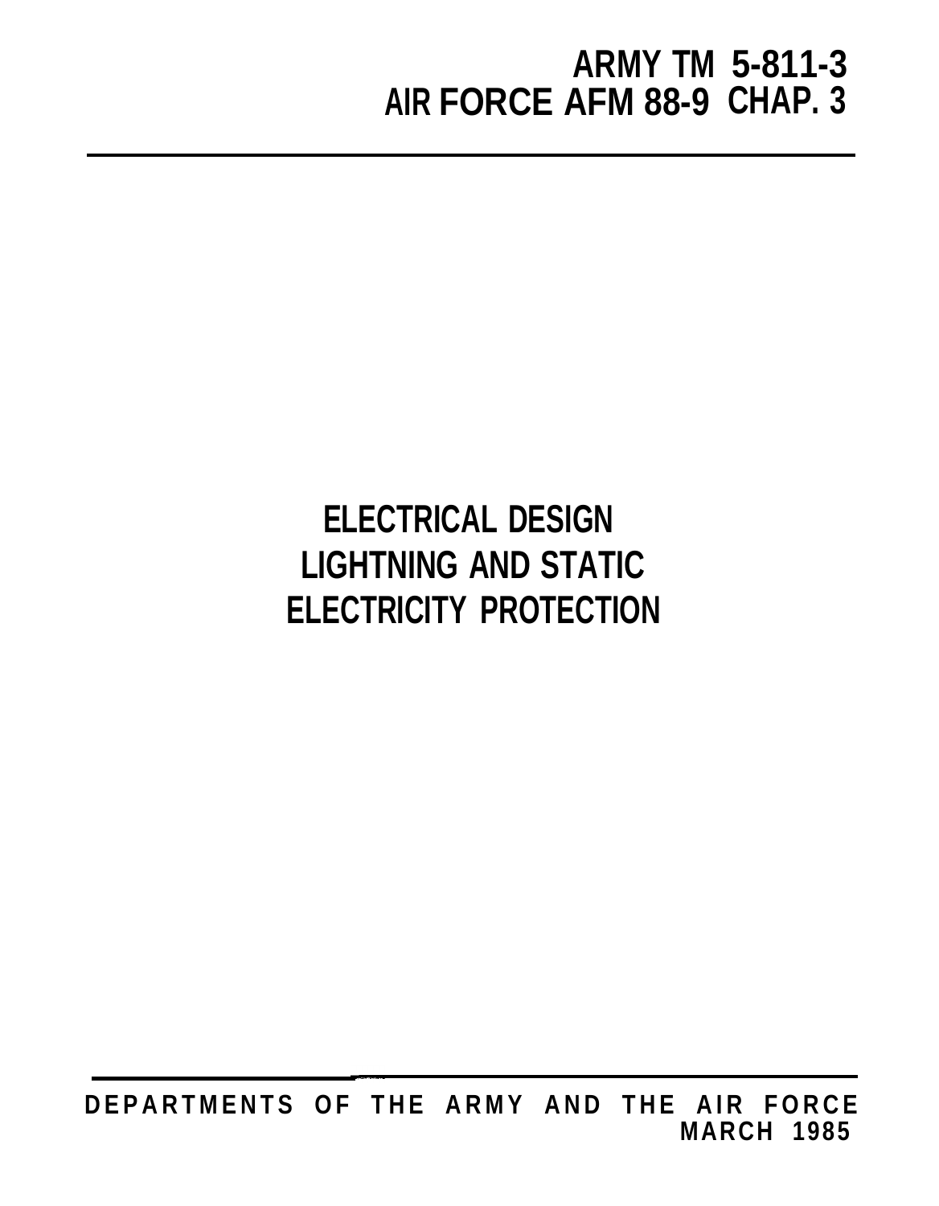**ARMY TM 5-811-3**
**AIR FORCE AFM 88-9 CHAP. 3**

# ELECTRICAL DESIGN LIGHTNING AND STATIC ELECTRICITY PROTECTION

**DEPARTMENTS OF THE ARMY AND THE AIR FORCE**
**MARCH 1985**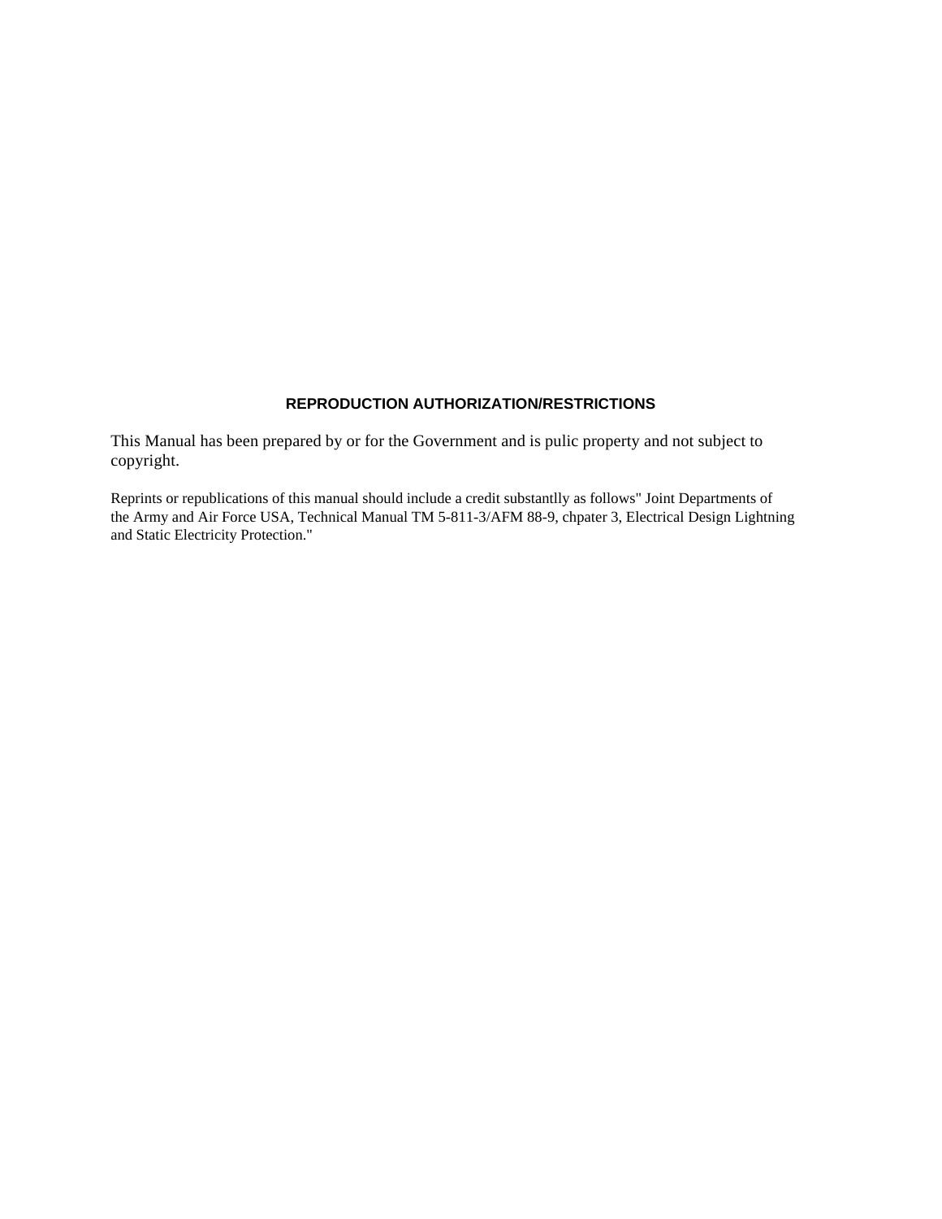## REPRODUCTION AUTHORIZATION/RESTRICTIONS

This Manual has been prepared by or for the Government and is pulic property and not subject to copyright.

Reprints or republications of this manual should include a credit substantlly as follows" Joint Departments of the Army and Air Force USA, Technical Manual TM 5-811-3/AFM 88-9, chpater 3, Electrical Design Lightning and Static Electricity Protection."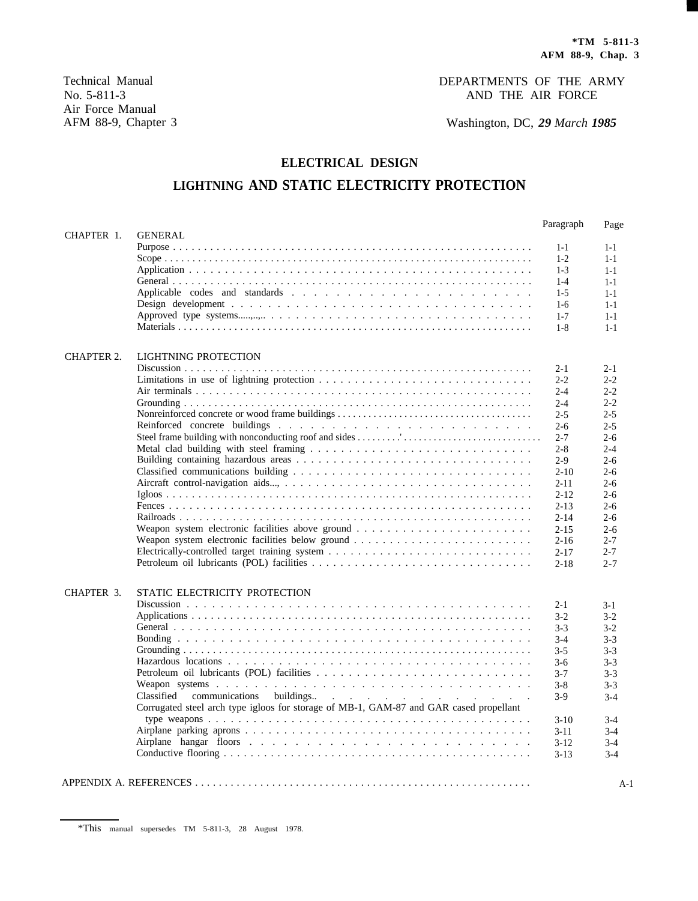*TM 5-811-3
AFM 88-9, Chap. 3

Technical Manual
No. 5-811-3
Air Force Manual
AFM 88-9, Chapter 3

DEPARTMENTS OF THE ARMY
AND THE AIR FORCE

Washington, DC, ***29** March **1985***

# ELECTRICAL DESIGN

# LIGHTNING AND STATIC ELECTRICITY PROTECTION

| | | Paragraph | Page |
|---|---|---|---|
| CHAPTER 1. | GENERAL | | |
| | Purpose | 1-1 | 1-1 |
| | Scope | 1-2 | 1-1 |
| | Application | 1-3 | 1-1 |
| | General | 1-4 | 1-1 |
| | Applicable codes and standards | 1-5 | 1-1 |
| | Design development | 1-6 | 1-1 |
| | Approved type systems | 1-7 | 1-1 |
| | Materials | 1-8 | 1-1 |
| CHAPTER 2. | LIGHTNING PROTECTION | | |
| | Discussion | 2-1 | 2-1 |
| | Limitations in use of lightning protection | 2-2 | 2-2 |
| | Air terminals | 2-4 | 2-2 |
| | Grounding | 2-4 | 2-2 |
| | Nonreinforced concrete or wood frame buildings | 2-5 | 2-5 |
| | Reinforced concrete buildings | 2-6 | 2-5 |
| | Steel frame building with nonconducting roof and sides | 2-7 | 2-6 |
| | Metal clad building with steel framing | 2-8 | 2-4 |
| | Building containing hazardous areas | 2-9 | 2-6 |
| | Classified communications building | 2-10 | 2-6 |
| | Aircraft control-navigation aids | 2-11 | 2-6 |
| | Igloos | 2-12 | 2-6 |
| | Fences | 2-13 | 2-6 |
| | Railroads | 2-14 | 2-6 |
| | Weapon system electronic facilities above ground | 2-15 | 2-6 |
| | Weapon system electronic facilities below ground | 2-16 | 2-7 |
| | Electrically-controlled target training system | 2-17 | 2-7 |
| | Petroleum oil lubricants (POL) facilities | 2-18 | 2-7 |
| CHAPTER 3. | STATIC ELECTRICITY PROTECTION | | |
| | Discussion | 2-1 | 3-1 |
| | Applications | 3-2 | 3-2 |
| | General | 3-3 | 3-2 |
| | Bonding | 3-4 | 3-3 |
| | Grounding | 3-5 | 3-3 |
| | Hazardous locations | 3-6 | 3-3 |
| | Petroleum oil lubricants (POL) facilities | 3-7 | 3-3 |
| | Weapon systems | 3-8 | 3-3 |
| | Classified communications buildings | 3-9 | 3-4 |
| | Corrugated steel arch type igloos for storage of MB-1, GAM-87 and GAR cased propellant type weapons | 3-10 | 3-4 |
| | Airplane parking aprons | 3-11 | 3-4 |
| | Airplane hangar floors | 3-12 | 3-4 |
| | Conductive flooring | 3-13 | 3-4 |
| APPENDIX A. | REFERENCES | | A-1 |

*This manual supersedes TM 5-811-3, 28 August 1978.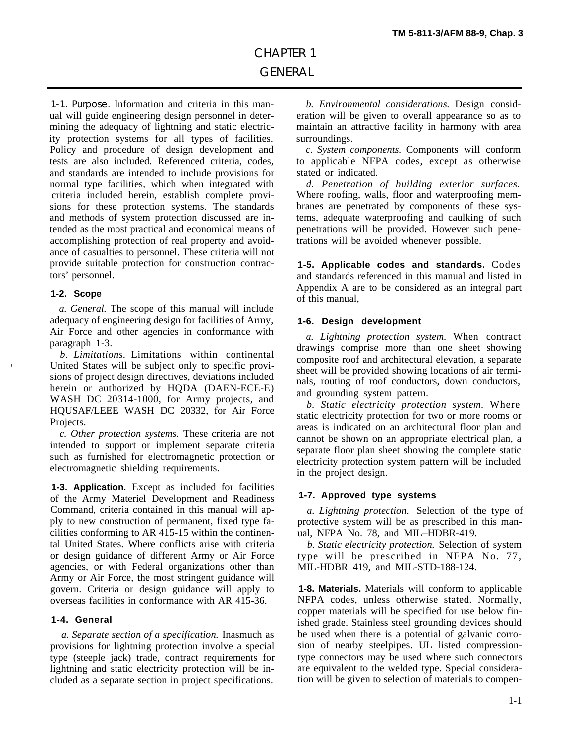# CHAPTER 1

# GENERAL

**1-1. Purpose.** Information and criteria in this manual will guide engineering design personnel in determining the adequacy of lightning and static electricity protection systems for all types of facilities. Policy and procedure of design development and tests are also included. Referenced criteria, codes, and standards are intended to include provisions for normal type facilities, which when integrated with criteria included herein, establish complete provisions for these protection systems. The standards and methods of system protection discussed are intended as the most practical and economical means of accomplishing protection of real property and avoidance of casualties to personnel. These criteria will not provide suitable protection for construction contractors' personnel.

**1-2. Scope**

*a. General.* The scope of this manual will include adequacy of engineering design for facilities of Army, Air Force and other agencies in conformance with paragraph 1-3.

*b. Limitations.* Limitations within continental United States will be subject only to specific provisions of project design directives, deviations included herein or authorized by HQDA (DAEN-ECE-E) WASH DC 20314-1000, for Army projects, and HQUSAF/LEEE WASH DC 20332, for Air Force Projects.

*c. Other protection systems.* These criteria are not intended to support or implement separate criteria such as furnished for electromagnetic protection or electromagnetic shielding requirements.

**1-3. Application.** Except as included for facilities of the Army Materiel Development and Readiness Command, criteria contained in this manual will apply to new construction of permanent, fixed type facilities conforming to AR 415-15 within the continental United States. Where conflicts arise with criteria or design guidance of different Army or Air Force agencies, or with Federal organizations other than Army or Air Force, the most stringent guidance will govern. Criteria or design guidance will apply to overseas facilities in conformance with AR 415-36.

**1-4. General**

*a. Separate section of a specification.* Inasmuch as provisions for lightning protection involve a special type (steeple jack) trade, contract requirements for lightning and static electricity protection will be included as a separate section in project specifications.

*b. Environmental considerations.* Design consideration will be given to overall appearance so as to maintain an attractive facility in harmony with area surroundings.

*c. System components.* Components will conform to applicable NFPA codes, except as otherwise stated or indicated.

*d. Penetration of building exterior surfaces.* Where roofing, walls, floor and waterproofing membranes are penetrated by components of these systems, adequate waterproofing and caulking of such penetrations will be provided. However such penetrations will be avoided whenever possible.

**1-5. Applicable codes and standards.** Codes and standards referenced in this manual and listed in Appendix A are to be considered as an integral part of this manual,

**1-6. Design development**

*a. Lightning protection system.* When contract drawings comprise more than one sheet showing composite roof and architectural elevation, a separate sheet will be provided showing locations of air terminals, routing of roof conductors, down conductors, and grounding system pattern.

*b. Static electricity protection system.* Where static electricity protection for two or more rooms or areas is indicated on an architectural floor plan and cannot be shown on an appropriate electrical plan, a separate floor plan sheet showing the complete static electricity protection system pattern will be included in the project design.

**1-7. Approved type systems**

*a. Lightning protection.* Selection of the type of protective system will be as prescribed in this manual, NFPA No. 78, and MIL–HDBR-419.

*b. Static electricity protection.* Selection of system type will be prescribed in NFPA No. 77, MIL-HDBR 419, and MIL-STD-188-124.

**1-8. Materials.** Materials will conform to applicable NFPA codes, unless otherwise stated. Normally, copper materials will be specified for use below finished grade. Stainless steel grounding devices should be used when there is a potential of galvanic corrosion of nearby steelpipes. UL listed compression-type connectors may be used where such connectors are equivalent to the welded type. Special consideration will be given to selection of materials to compen-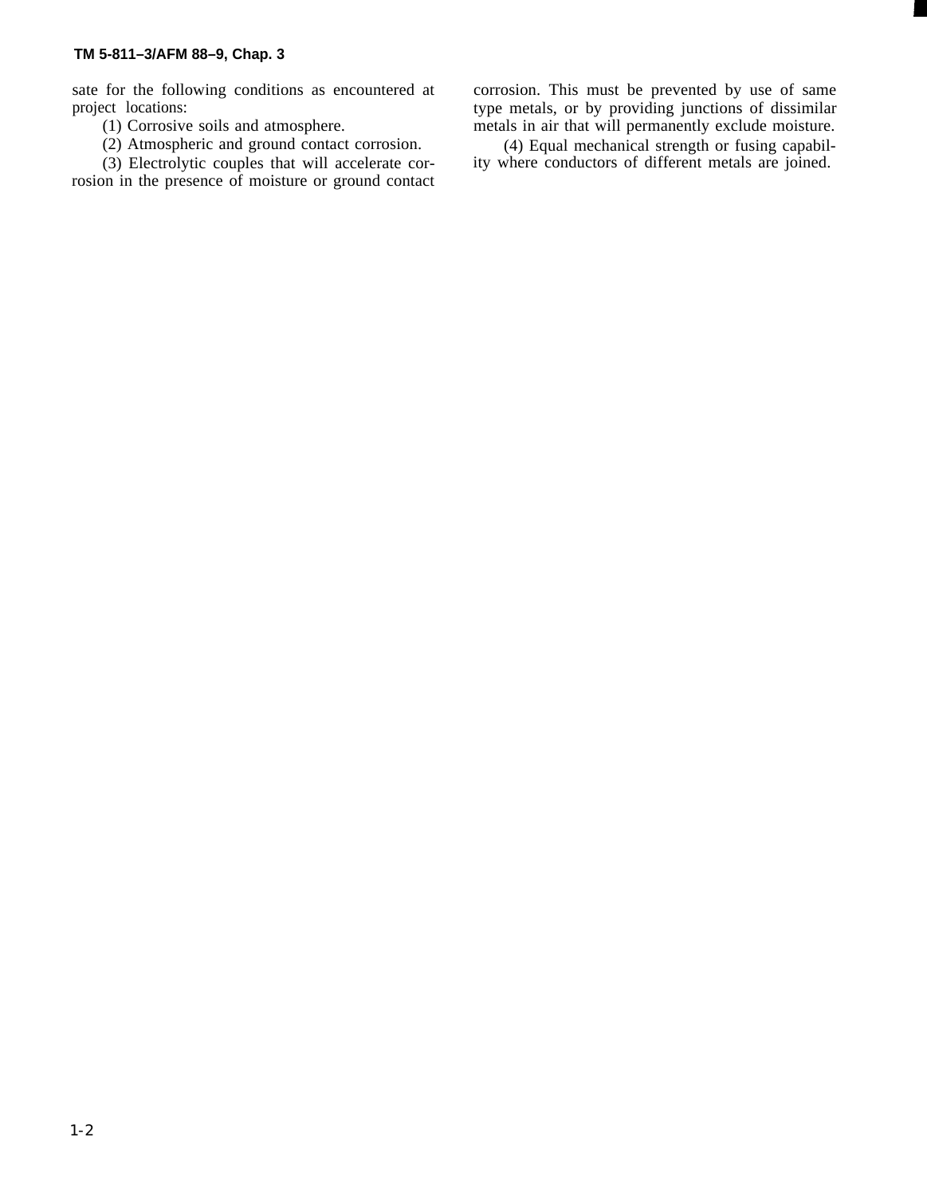sate for the following conditions as encountered at project locations:

(1) Corrosive soils and atmosphere.

(2) Atmospheric and ground contact corrosion.

(3) Electrolytic couples that will accelerate corrosion in the presence of moisture or ground contact corrosion. This must be prevented by use of same type metals, or by providing junctions of dissimilar metals in air that will permanently exclude moisture.

(4) Equal mechanical strength or fusing capability where conductors of different metals are joined.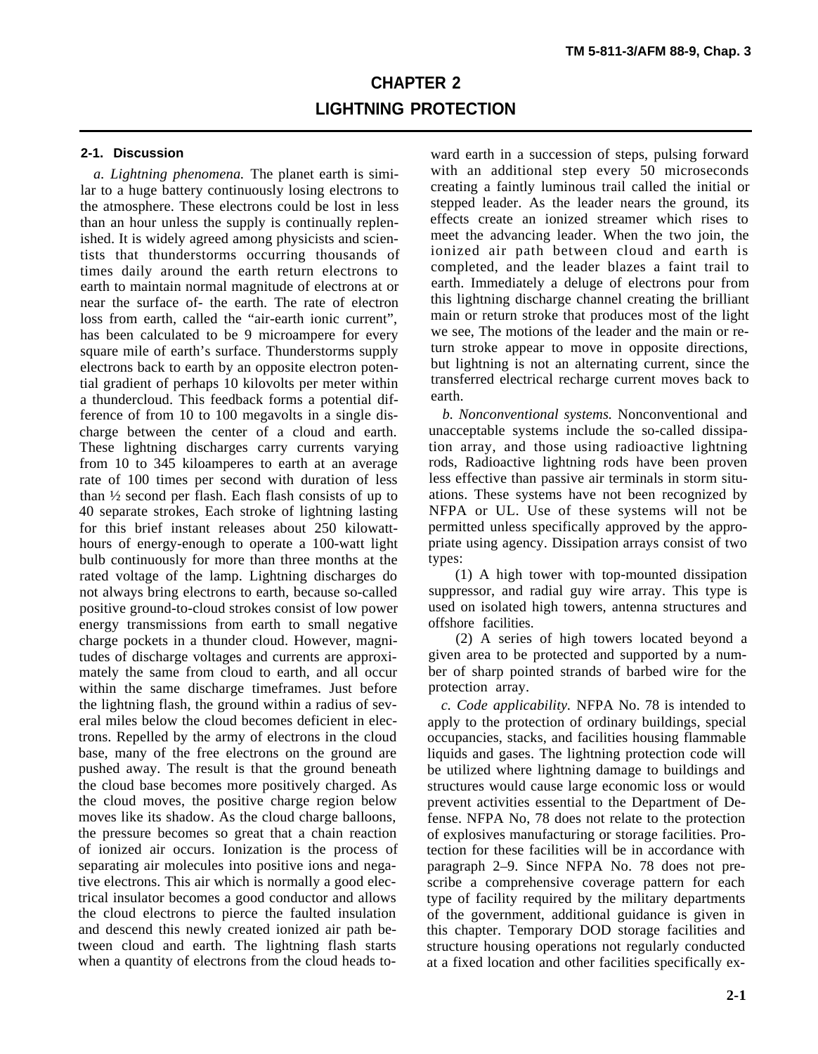# CHAPTER 2
# LIGHTNING PROTECTION

### 2-1. Discussion

*a. Lightning phenomena.* The planet earth is similar to a huge battery continuously losing electrons to the atmosphere. These electrons could be lost in less than an hour unless the supply is continually replenished. It is widely agreed among physicists and scientists that thunderstorms occurring thousands of times daily around the earth return electrons to earth to maintain normal magnitude of electrons at or near the surface of- the earth. The rate of electron loss from earth, called the "air-earth ionic current", has been calculated to be 9 microampere for every square mile of earth's surface. Thunderstorms supply electrons back to earth by an opposite electron potential gradient of perhaps 10 kilovolts per meter within a thundercloud. This feedback forms a potential difference of from 10 to 100 megavolts in a single discharge between the center of a cloud and earth. These lightning discharges carry currents varying from 10 to 345 kiloamperes to earth at an average rate of 100 times per second with duration of less than ½ second per flash. Each flash consists of up to 40 separate strokes, Each stroke of lightning lasting for this brief instant releases about 250 kilowatt-hours of energy-enough to operate a 100-watt light bulb continuously for more than three months at the rated voltage of the lamp. Lightning discharges do not always bring electrons to earth, because so-called positive ground-to-cloud strokes consist of low power energy transmissions from earth to small negative charge pockets in a thunder cloud. However, magnitudes of discharge voltages and currents are approximately the same from cloud to earth, and all occur within the same discharge timeframes. Just before the lightning flash, the ground within a radius of several miles below the cloud becomes deficient in electrons. Repelled by the army of electrons in the cloud base, many of the free electrons on the ground are pushed away. The result is that the ground beneath the cloud base becomes more positively charged. As the cloud moves, the positive charge region below moves like its shadow. As the cloud charge balloons, the pressure becomes so great that a chain reaction of ionized air occurs. Ionization is the process of separating air molecules into positive ions and negative electrons. This air which is normally a good electrical insulator becomes a good conductor and allows the cloud electrons to pierce the faulted insulation and descend this newly created ionized air path between cloud and earth. The lightning flash starts when a quantity of electrons from the cloud heads toward earth in a succession of steps, pulsing forward with an additional step every 50 microseconds creating a faintly luminous trail called the initial or stepped leader. As the leader nears the ground, its effects create an ionized streamer which rises to meet the advancing leader. When the two join, the ionized air path between cloud and earth is completed, and the leader blazes a faint trail to earth. Immediately a deluge of electrons pour from this lightning discharge channel creating the brilliant main or return stroke that produces most of the light we see, The motions of the leader and the main or return stroke appear to move in opposite directions, but lightning is not an alternating current, since the transferred electrical recharge current moves back to earth.

*b. Nonconventional systems.* Nonconventional and unacceptable systems include the so-called dissipation array, and those using radioactive lightning rods, Radioactive lightning rods have been proven less effective than passive air terminals in storm situations. These systems have not been recognized by NFPA or UL. Use of these systems will not be permitted unless specifically approved by the appropriate using agency. Dissipation arrays consist of two types:

(1) A high tower with top-mounted dissipation suppressor, and radial guy wire array. This type is used on isolated high towers, antenna structures and offshore facilities.

(2) A series of high towers located beyond a given area to be protected and supported by a number of sharp pointed strands of barbed wire for the protection array.

*c. Code applicability.* NFPA No. 78 is intended to apply to the protection of ordinary buildings, special occupancies, stacks, and facilities housing flammable liquids and gases. The lightning protection code will be utilized where lightning damage to buildings and structures would cause large economic loss or would prevent activities essential to the Department of Defense. NFPA No, 78 does not relate to the protection of explosives manufacturing or storage facilities. Protection for these facilities will be in accordance with paragraph 2–9. Since NFPA No. 78 does not prescribe a comprehensive coverage pattern for each type of facility required by the military departments of the government, additional guidance is given in this chapter. Temporary DOD storage facilities and structure housing operations not regularly conducted at a fixed location and other facilities specifically ex-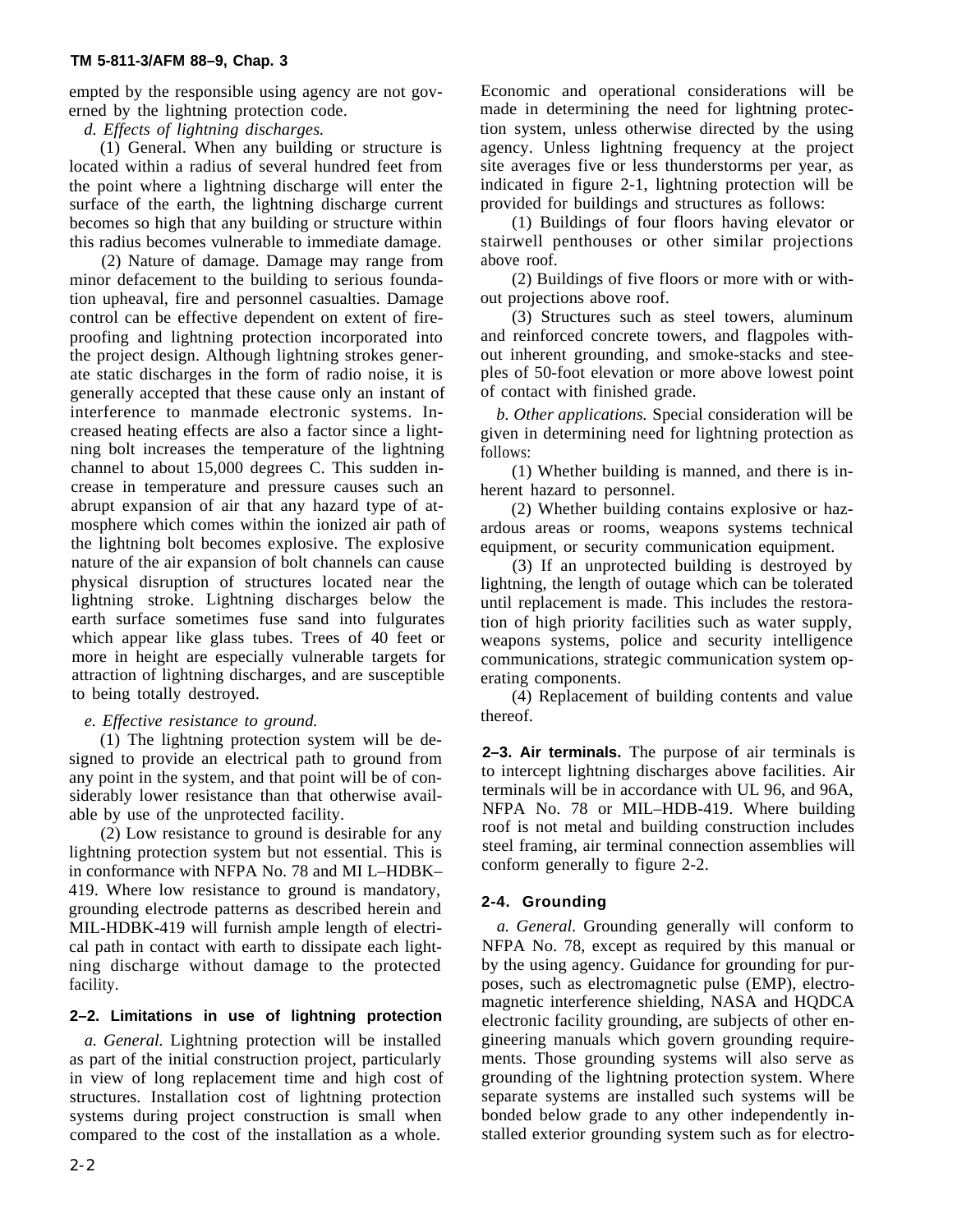empted by the responsible using agency are not governed by the lightning protection code.

*d. Effects of lightning discharges.*

(1) General. When any building or structure is located within a radius of several hundred feet from the point where a lightning discharge will enter the surface of the earth, the lightning discharge current becomes so high that any building or structure within this radius becomes vulnerable to immediate damage.

(2) Nature of damage. Damage may range from minor defacement to the building to serious foundation upheaval, fire and personnel casualties. Damage control can be effective dependent on extent of fireproofing and lightning protection incorporated into the project design. Although lightning strokes generate static discharges in the form of radio noise, it is generally accepted that these cause only an instant of interference to manmade electronic systems. Increased heating effects are also a factor since a lightning bolt increases the temperature of the lightning channel to about 15,000 degrees C. This sudden increase in temperature and pressure causes such an abrupt expansion of air that any hazard type of atmosphere which comes within the ionized air path of the lightning bolt becomes explosive. The explosive nature of the air expansion of bolt channels can cause physical disruption of structures located near the lightning stroke. Lightning discharges below the earth surface sometimes fuse sand into fulgurates which appear like glass tubes. Trees of 40 feet or more in height are especially vulnerable targets for attraction of lightning discharges, and are susceptible to being totally destroyed.

*e. Effective resistance to ground.*

(1) The lightning protection system will be designed to provide an electrical path to ground from any point in the system, and that point will be of considerably lower resistance than that otherwise available by use of the unprotected facility.

(2) Low resistance to ground is desirable for any lightning protection system but not essential. This is in conformance with NFPA No. 78 and MI L–HDBK–419. Where low resistance to ground is mandatory, grounding electrode patterns as described herein and MIL-HDBK-419 will furnish ample length of electrical path in contact with earth to dissipate each lightning discharge without damage to the protected facility.

## 2–2. Limitations in use of lightning protection

*a. General.* Lightning protection will be installed as part of the initial construction project, particularly in view of long replacement time and high cost of structures. Installation cost of lightning protection systems during project construction is small when compared to the cost of the installation as a whole. Economic and operational considerations will be made in determining the need for lightning protection system, unless otherwise directed by the using agency. Unless lightning frequency at the project site averages five or less thunderstorms per year, as indicated in figure 2-1, lightning protection will be provided for buildings and structures as follows:

(1) Buildings of four floors having elevator or stairwell penthouses or other similar projections above roof.

(2) Buildings of five floors or more with or without projections above roof.

(3) Structures such as steel towers, aluminum and reinforced concrete towers, and flagpoles without inherent grounding, and smoke-stacks and steeples of 50-foot elevation or more above lowest point of contact with finished grade.

*b. Other applications.* Special consideration will be given in determining need for lightning protection as follows:

(1) Whether building is manned, and there is inherent hazard to personnel.

(2) Whether building contains explosive or hazardous areas or rooms, weapons systems technical equipment, or security communication equipment.

(3) If an unprotected building is destroyed by lightning, the length of outage which can be tolerated until replacement is made. This includes the restoration of high priority facilities such as water supply, weapons systems, police and security intelligence communications, strategic communication system operating components.

(4) Replacement of building contents and value thereof.

**2–3. Air terminals.** The purpose of air terminals is to intercept lightning discharges above facilities. Air terminals will be in accordance with UL 96, and 96A, NFPA No. 78 or MIL–HDB-419. Where building roof is not metal and building construction includes steel framing, air terminal connection assemblies will conform generally to figure 2-2.

## 2-4. Grounding

*a. General.* Grounding generally will conform to NFPA No. 78, except as required by this manual or by the using agency. Guidance for grounding for purposes, such as electromagnetic pulse (EMP), electromagnetic interference shielding, NASA and HQDCA electronic facility grounding, are subjects of other engineering manuals which govern grounding requirements. Those grounding systems will also serve as grounding of the lightning protection system. Where separate systems are installed such systems will be bonded below grade to any other independently installed exterior grounding system such as for electro-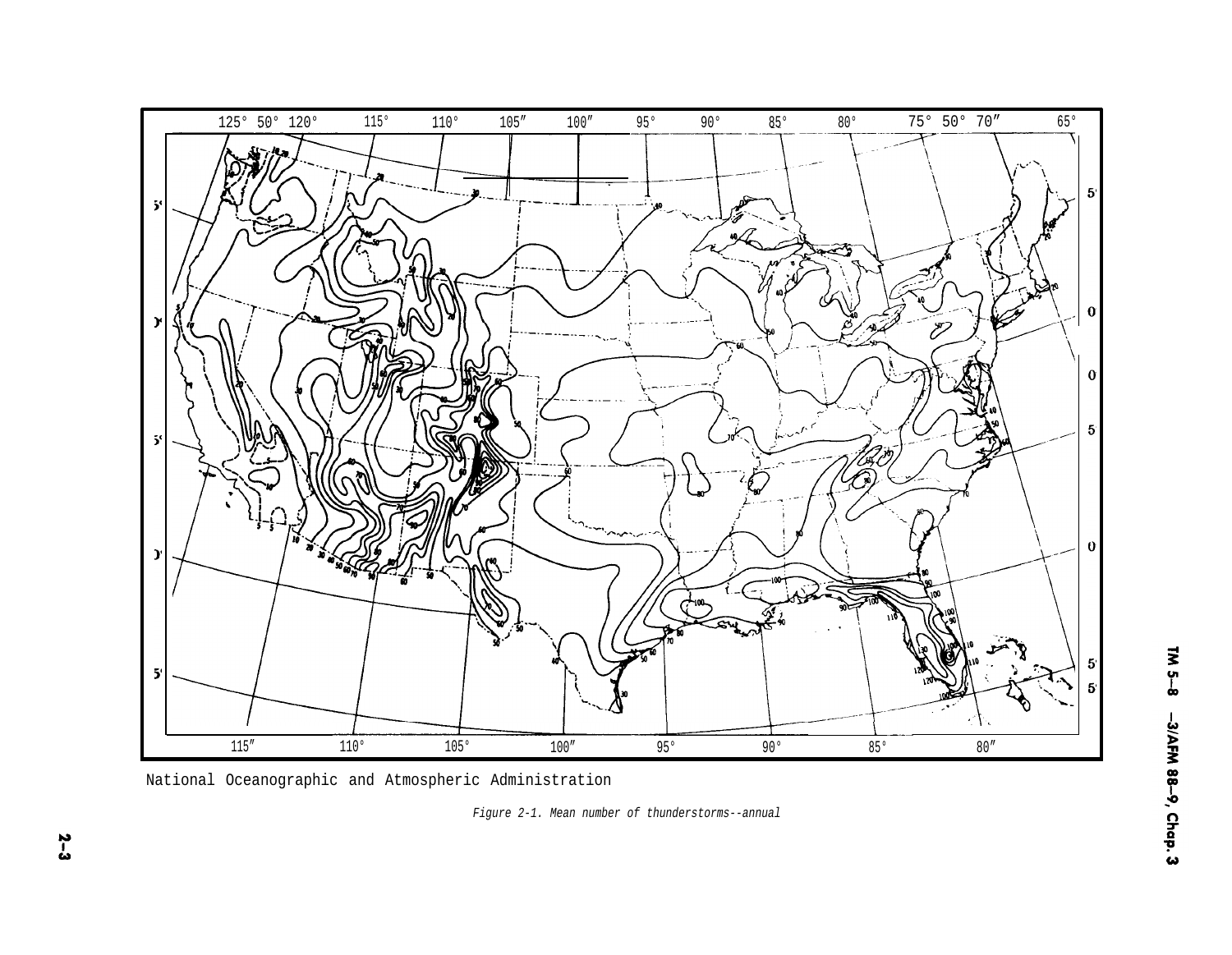National Oceanographic and Atmospheric Administration

*Figure 2-1. Mean number of thunderstorms--annual*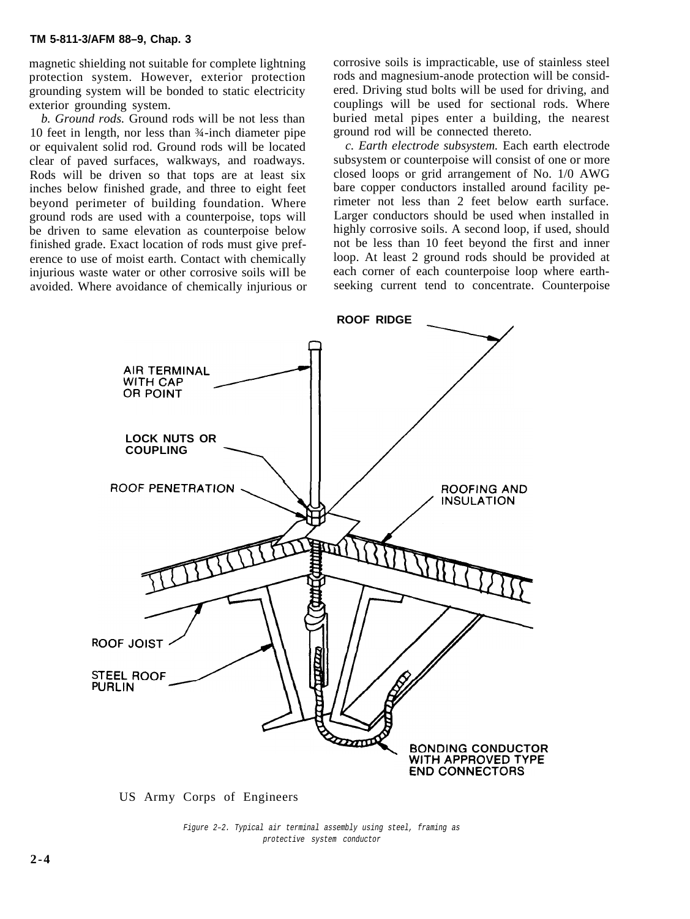magnetic shielding not suitable for complete lightning protection system. However, exterior protection grounding system will be bonded to static electricity exterior grounding system.

*b. Ground rods.* Ground rods will be not less than 10 feet in length, nor less than ¾-inch diameter pipe or equivalent solid rod. Ground rods will be located clear of paved surfaces, walkways, and roadways. Rods will be driven so that tops are at least six inches below finished grade, and three to eight feet beyond perimeter of building foundation. Where ground rods are used with a counterpoise, tops will be driven to same elevation as counterpoise below finished grade. Exact location of rods must give preference to use of moist earth. Contact with chemically injurious waste water or other corrosive soils will be avoided. Where avoidance of chemically injurious or corrosive soils is impracticable, use of stainless steel rods and magnesium-anode protection will be considered. Driving stud bolts will be used for driving, and couplings will be used for sectional rods. Where buried metal pipes enter a building, the nearest ground rod will be connected thereto.

*c. Earth electrode subsystem.* Each earth electrode subsystem or counterpoise will consist of one or more closed loops or grid arrangement of No. 1/0 AWG bare copper conductors installed around facility perimeter not less than 2 feet below earth surface. Larger conductors should be used when installed in highly corrosive soils. A second loop, if used, should not be less than 10 feet beyond the first and inner loop. At least 2 ground rods should be provided at each corner of each counterpoise loop where earth-seeking current tend to concentrate. Counterpoise

ROOF RIDGE

AIR TERMINAL WITH CAP OR POINT

LOCK NUTS OR COUPLING

ROOF PENETRATION

ROOFING AND INSULATION

ROOF JOIST

STEEL ROOF PURLIN

BONDING CONDUCTOR WITH APPROVED TYPE END CONNECTORS

US Army Corps of Engineers

*Figure 2–2. Typical air terminal assembly using steel, framing as protective system conductor*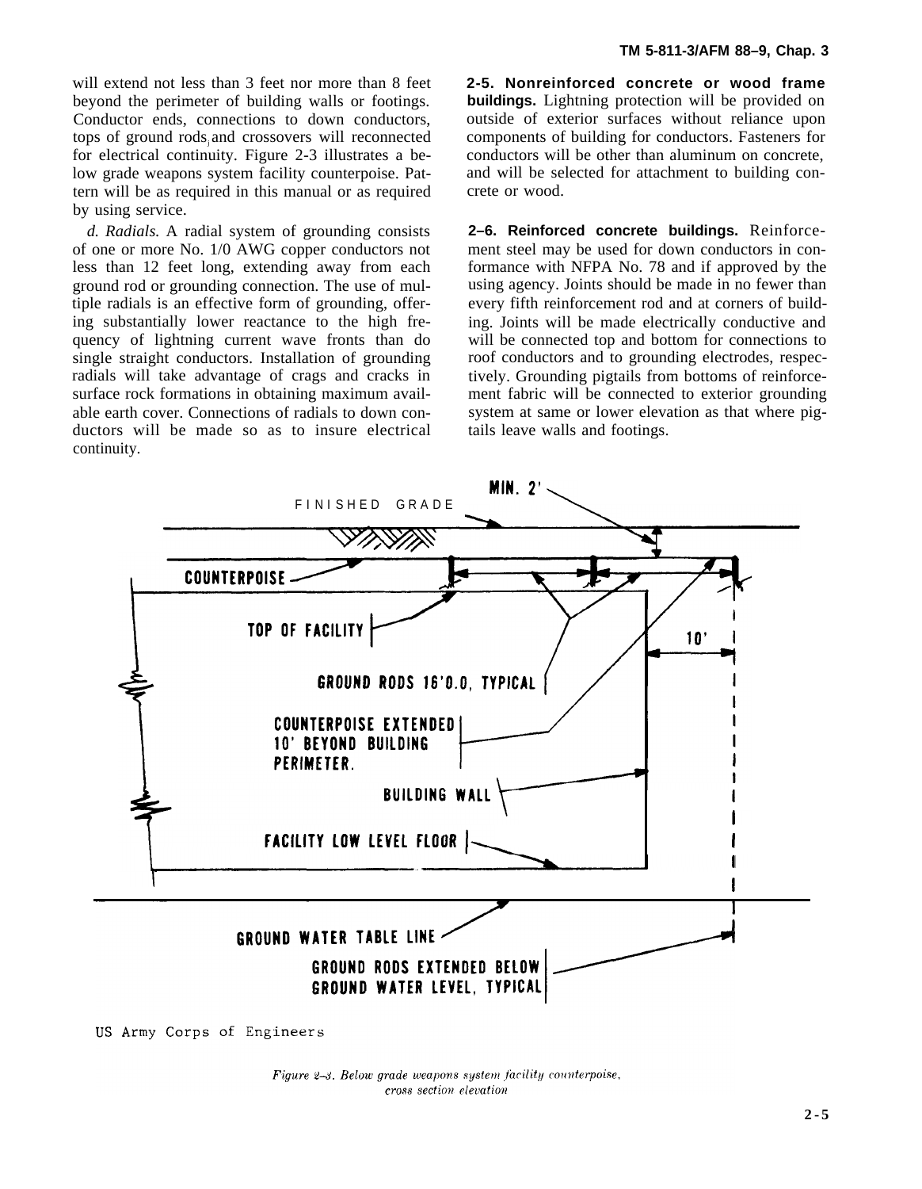will extend not less than 3 feet nor more than 8 feet beyond the perimeter of building walls or footings. Conductor ends, connections to down conductors, tops of ground rods and crossovers will reconnected for electrical continuity. Figure 2-3 illustrates a below grade weapons system facility counterpoise. Pattern will be as required in this manual or as required by using service.

*d. Radials.* A radial system of grounding consists of one or more No. 1/0 AWG copper conductors not less than 12 feet long, extending away from each ground rod or grounding connection. The use of multiple radials is an effective form of grounding, offering substantially lower reactance to the high frequency of lightning current wave fronts than do single straight conductors. Installation of grounding radials will take advantage of crags and cracks in surface rock formations in obtaining maximum available earth cover. Connections of radials to down conductors will be made so as to insure electrical continuity.

**2-5. Nonreinforced concrete or wood frame buildings.** Lightning protection will be provided on outside of exterior surfaces without reliance upon components of building for conductors. Fasteners for conductors will be other than aluminum on concrete, and will be selected for attachment to building concrete or wood.

**2–6. Reinforced concrete buildings.** Reinforcement steel may be used for down conductors in conformance with NFPA No. 78 and if approved by the using agency. Joints should be made in no fewer than every fifth reinforcement rod and at corners of building. Joints will be made electrically conductive and will be connected top and bottom for connections to roof conductors and to grounding electrodes, respectively. Grounding pigtails from bottoms of reinforcement fabric will be connected to exterior grounding system at same or lower elevation as that where pigtails leave walls and footings.

FINISHED GRADE

MIN. 2'

COUNTERPOISE

TOP OF FACILITY

10'

GROUND RODS 16'0.0, TYPICAL

COUNTERPOISE EXTENDED 10' BEYOND BUILDING PERIMETER.

BUILDING WALL

FACILITY LOW LEVEL FLOOR

GROUND WATER TABLE LINE

GROUND RODS EXTENDED BELOW GROUND WATER LEVEL, TYPICAL

US Army Corps of Engineers

*Figure 2–3. Below grade weapons system facility counterpoise, cross section elevation*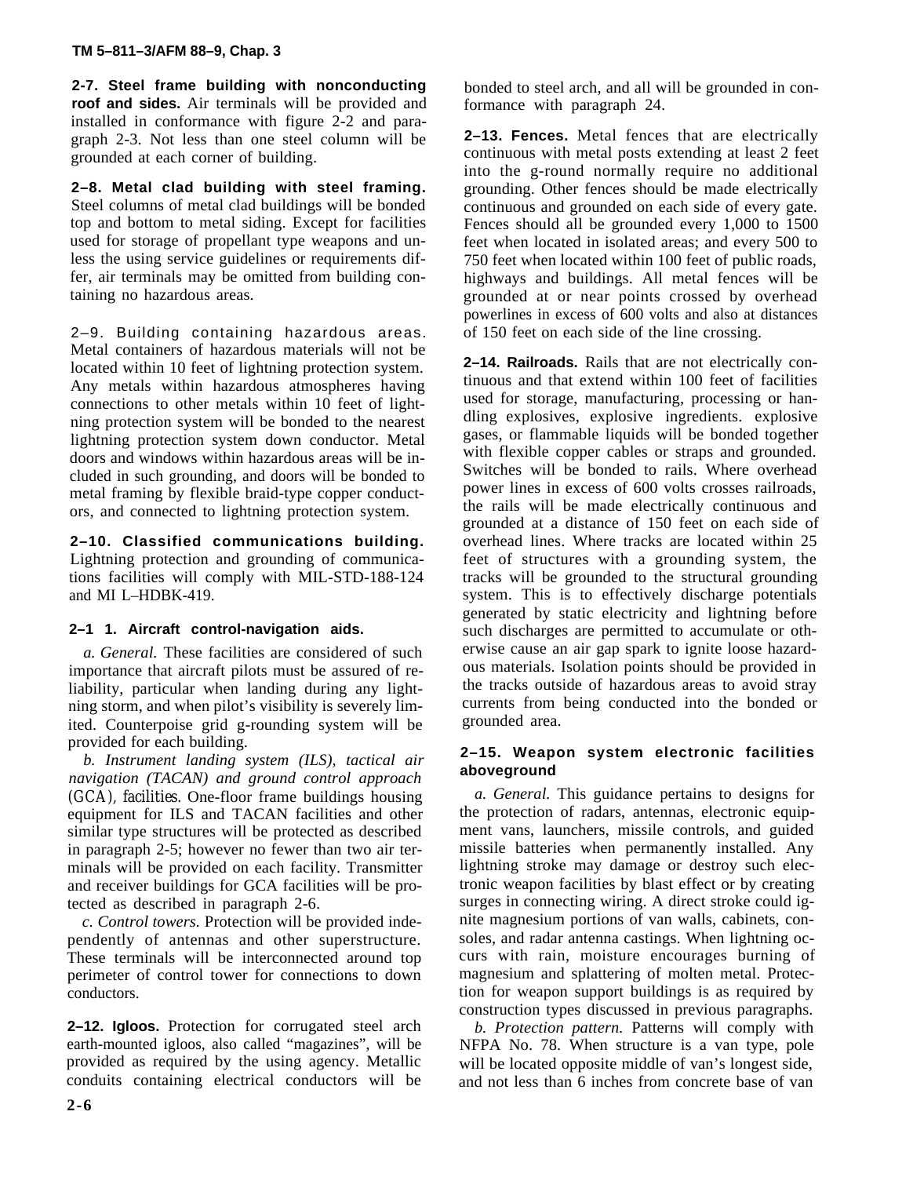**2-7. Steel frame building with nonconducting roof and sides.** Air terminals will be provided and installed in conformance with figure 2-2 and paragraph 2-3. Not less than one steel column will be grounded at each corner of building.

**2–8. Metal clad building with steel framing.** Steel columns of metal clad buildings will be bonded top and bottom to metal siding. Except for facilities used for storage of propellant type weapons and unless the using service guidelines or requirements differ, air terminals may be omitted from building containing no hazardous areas.

2–9. Building containing hazardous areas. Metal containers of hazardous materials will not be located within 10 feet of lightning protection system. Any metals within hazardous atmospheres having connections to other metals within 10 feet of lightning protection system will be bonded to the nearest lightning protection system down conductor. Metal doors and windows within hazardous areas will be included in such grounding, and doors will be bonded to metal framing by flexible braid-type copper conductors, and connected to lightning protection system.

**2–10. Classified communications building.** Lightning protection and grounding of communications facilities will comply with MIL-STD-188-124 and MI L–HDBK-419.

**2–1 1. Aircraft control-navigation aids.**

*a. General.* These facilities are considered of such importance that aircraft pilots must be assured of reliability, particular when landing during any lightning storm, and when pilot's visibility is severely limited. Counterpoise grid g-rounding system will be provided for each building.

*b. Instrument landing system (ILS), tactical air navigation (TACAN) and ground control approach (GCA), facilities.* One-floor frame buildings housing equipment for ILS and TACAN facilities and other similar type structures will be protected as described in paragraph 2-5; however no fewer than two air terminals will be provided on each facility. Transmitter and receiver buildings for GCA facilities will be protected as described in paragraph 2-6.

*c. Control towers.* Protection will be provided independently of antennas and other superstructure. These terminals will be interconnected around top perimeter of control tower for connections to down conductors.

**2–12. Igloos.** Protection for corrugated steel arch earth-mounted igloos, also called "magazines", will be provided as required by the using agency. Metallic conduits containing electrical conductors will be bonded to steel arch, and all will be grounded in conformance with paragraph 24.

**2–13. Fences.** Metal fences that are electrically continuous with metal posts extending at least 2 feet into the g-round normally require no additional grounding. Other fences should be made electrically continuous and grounded on each side of every gate. Fences should all be grounded every 1,000 to 1500 feet when located in isolated areas; and every 500 to 750 feet when located within 100 feet of public roads, highways and buildings. All metal fences will be grounded at or near points crossed by overhead powerlines in excess of 600 volts and also at distances of 150 feet on each side of the line crossing.

**2–14. Railroads.** Rails that are not electrically continuous and that extend within 100 feet of facilities used for storage, manufacturing, processing or handling explosives, explosive ingredients. explosive gases, or flammable liquids will be bonded together with flexible copper cables or straps and grounded. Switches will be bonded to rails. Where overhead power lines in excess of 600 volts crosses railroads, the rails will be made electrically continuous and grounded at a distance of 150 feet on each side of overhead lines. Where tracks are located within 25 feet of structures with a grounding system, the tracks will be grounded to the structural grounding system. This is to effectively discharge potentials generated by static electricity and lightning before such discharges are permitted to accumulate or otherwise cause an air gap spark to ignite loose hazardous materials. Isolation points should be provided in the tracks outside of hazardous areas to avoid stray currents from being conducted into the bonded or grounded area.

**2–15. Weapon system electronic facilities aboveground**

*a. General.* This guidance pertains to designs for the protection of radars, antennas, electronic equipment vans, launchers, missile controls, and guided missile batteries when permanently installed. Any lightning stroke may damage or destroy such electronic weapon facilities by blast effect or by creating surges in connecting wiring. A direct stroke could ignite magnesium portions of van walls, cabinets, consoles, and radar antenna castings. When lightning occurs with rain, moisture encourages burning of magnesium and splattering of molten metal. Protection for weapon support buildings is as required by construction types discussed in previous paragraphs.

*b. Protection pattern.* Patterns will comply with NFPA No. 78. When structure is a van type, pole will be located opposite middle of van's longest side, and not less than 6 inches from concrete base of van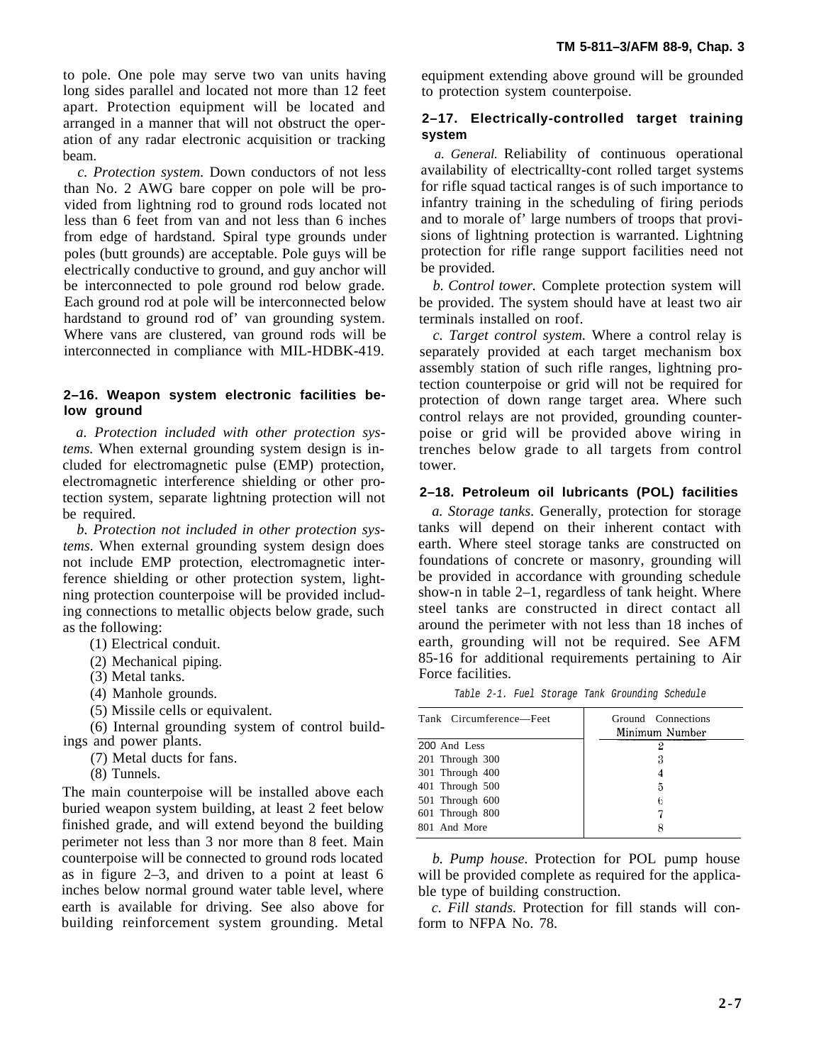to pole. One pole may serve two van units having long sides parallel and located not more than 12 feet apart. Protection equipment will be located and arranged in a manner that will not obstruct the operation of any radar electronic acquisition or tracking beam.

*c. Protection system.* Down conductors of not less than No. 2 AWG bare copper on pole will be provided from lightning rod to ground rods located not less than 6 feet from van and not less than 6 inches from edge of hardstand. Spiral type grounds under poles (butt grounds) are acceptable. Pole guys will be electrically conductive to ground, and guy anchor will be interconnected to pole ground rod below grade. Each ground rod at pole will be interconnected below hardstand to ground rod of' van grounding system. Where vans are clustered, van ground rods will be interconnected in compliance with MIL-HDBK-419.

## 2–16. Weapon system electronic facilities below ground

*a. Protection included with other protection systems.* When external grounding system design is included for electromagnetic pulse (EMP) protection, electromagnetic interference shielding or other protection system, separate lightning protection will not be required.

*b. Protection not included in other protection systems.* When external grounding system design does not include EMP protection, electromagnetic interference shielding or other protection system, lightning protection counterpoise will be provided including connections to metallic objects below grade, such as the following:

(1) Electrical conduit.

(2) Mechanical piping.

(3) Metal tanks.

(4) Manhole grounds.

(5) Missile cells or equivalent.

(6) Internal grounding system of control buildings and power plants.

(7) Metal ducts for fans.

(8) Tunnels.

The main counterpoise will be installed above each buried weapon system building, at least 2 feet below finished grade, and will extend beyond the building perimeter not less than 3 nor more than 8 feet. Main counterpoise will be connected to ground rods located as in figure 2–3, and driven to a point at least 6 inches below normal ground water table level, where earth is available for driving. See also above for building reinforcement system grounding. Metal equipment extending above ground will be grounded to protection system counterpoise.

## 2–17. Electrically-controlled target training system

*a. General.* Reliability of continuous operational availability of electricallty-cont rolled target systems for rifle squad tactical ranges is of such importance to infantry training in the scheduling of firing periods and to morale of' large numbers of troops that provisions of lightning protection is warranted. Lightning protection for rifle range support facilities need not be provided.

*b. Control tower.* Complete protection system will be provided. The system should have at least two air terminals installed on roof.

*c. Target control system.* Where a control relay is separately provided at each target mechanism box assembly station of such rifle ranges, lightning protection counterpoise or grid will not be required for protection of down range target area. Where such control relays are not provided, grounding counterpoise or grid will be provided above wiring in trenches below grade to all targets from control tower.

## 2–18. Petroleum oil lubricants (POL) facilities

*a. Storage tanks.* Generally, protection for storage tanks will depend on their inherent contact with earth. Where steel storage tanks are constructed on foundations of concrete or masonry, grounding will be provided in accordance with grounding schedule show-n in table 2–1, regardless of tank height. Where steel tanks are constructed in direct contact all around the perimeter with not less than 18 inches of earth, grounding will not be required. See AFM 85-16 for additional requirements pertaining to Air Force facilities.

*Table 2-1. Fuel Storage Tank Grounding Schedule*

| Tank Circumference—Feet | Ground Connections Minimum Number |
|---|---|
| 200 And Less | 2 |
| 201 Through 300 | 3 |
| 301 Through 400 | 4 |
| 401 Through 500 | 5 |
| 501 Through 600 | 6 |
| 601 Through 800 | 7 |
| 801 And More | 8 |

*b. Pump house.* Protection for POL pump house will be provided complete as required for the applicable type of building construction.

*c. Fill stands.* Protection for fill stands will conform to NFPA No. 78.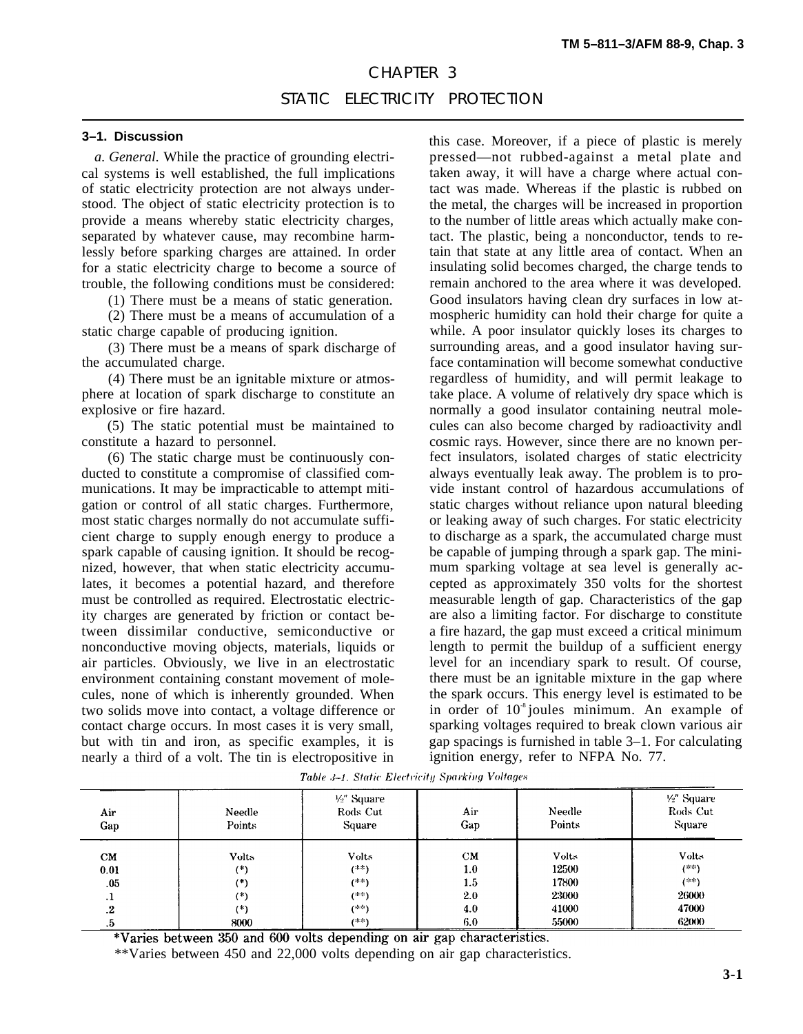# CHAPTER 3

# STATIC ELECTRICITY PROTECTION

## 3–1. Discussion

*a. General.* While the practice of grounding electrical systems is well established, the full implications of static electricity protection are not always understood. The object of static electricity protection is to provide a means whereby static electricity charges, separated by whatever cause, may recombine harmlessly before sparking charges are attained. In order for a static electricity charge to become a source of trouble, the following conditions must be considered:

(1) There must be a means of static generation.

(2) There must be a means of accumulation of a static charge capable of producing ignition.

(3) There must be a means of spark discharge of the accumulated charge.

(4) There must be an ignitable mixture or atmosphere at location of spark discharge to constitute an explosive or fire hazard.

(5) The static potential must be maintained to constitute a hazard to personnel.

(6) The static charge must be continuously conducted to constitute a compromise of classified communications. It may be impracticable to attempt mitigation or control of all static charges. Furthermore, most static charges normally do not accumulate sufficient charge to supply enough energy to produce a spark capable of causing ignition. It should be recognized, however, that when static electricity accumulates, it becomes a potential hazard, and therefore must be controlled as required. Electrostatic electricity charges are generated by friction or contact between dissimilar conductive, semiconductive or nonconductive moving objects, materials, liquids or air particles. Obviously, we live in an electrostatic environment containing constant movement of molecules, none of which is inherently grounded. When two solids move into contact, a voltage difference or contact charge occurs. In most cases it is very small, but with tin and iron, as specific examples, it is nearly a third of a volt. The tin is electropositive in this case. Moreover, if a piece of plastic is merely pressed—not rubbed-against a metal plate and taken away, it will have a charge where actual contact was made. Whereas if the plastic is rubbed on the metal, the charges will be increased in proportion to the number of little areas which actually make contact. The plastic, being a nonconductor, tends to retain that state at any little area of contact. When an insulating solid becomes charged, the charge tends to remain anchored to the area where it was developed. Good insulators having clean dry surfaces in low atmospheric humidity can hold their charge for quite a while. A poor insulator quickly loses its charges to surrounding areas, and a good insulator having surface contamination will become somewhat conductive regardless of humidity, and will permit leakage to take place. A volume of relatively dry space which is normally a good insulator containing neutral molecules can also become charged by radioactivity andl cosmic rays. However, since there are no known perfect insulators, isolated charges of static electricity always eventually leak away. The problem is to provide instant control of hazardous accumulations of static charges without reliance upon natural bleeding or leaking away of such charges. For static electricity to discharge as a spark, the accumulated charge must be capable of jumping through a spark gap. The minimum sparking voltage at sea level is generally accepted as approximately 350 volts for the shortest measurable length of gap. Characteristics of the gap are also a limiting factor. For discharge to constitute a fire hazard, the gap must exceed a critical minimum length to permit the buildup of a sufficient energy level for an incendiary spark to result. Of course, there must be an ignitable mixture in the gap where the spark occurs. This energy level is estimated to be in order of $10^{-8}$ joules minimum. An example of sparking voltages required to break clown various air gap spacings is furnished in table 3–1. For calculating ignition energy, refer to NFPA No. 77.

*Table 3–1. Static Electricity Sparking Voltages*

| Air Gap | Needle Points | ½" Square Rods Cut Square | Air Gap | Needle Points | ½" Square Rods Cut Square |
|---|---|---|---|---|---|
| CM | Volts | Volts | CM | Volts | Volts |
| 0.01 | (*) | (**) | 1.0 | 12500 | (**) |
| .05 | (*) | (**) | 1.5 | 17800 | (**) |
| .1 | (*) | (**) | 2.0 | 23000 | 26000 |
| .2 | (*) | (**) | 4.0 | 41000 | 47000 |
| .5 | 8000 | (**) | 6.0 | 55000 | 62000 |

*Varies between 350 and 600 volts depending on air gap characteristics.

**Varies between 450 and 22,000 volts depending on air gap characteristics.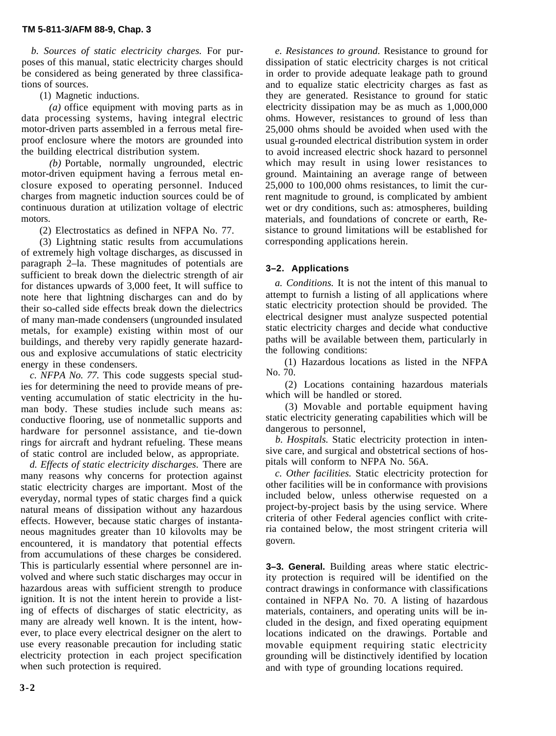*b. Sources of static electricity charges.* For purposes of this manual, static electricity charges should be considered as being generated by three classifications of sources.

(1) Magnetic inductions.

*(a)* office equipment with moving parts as in data processing systems, having integral electric motor-driven parts assembled in a ferrous metal fireproof enclosure where the motors are grounded into the building electrical distribution system.

*(b)* Portable, normally ungrounded, electric motor-driven equipment having a ferrous metal enclosure exposed to operating personnel. Induced charges from magnetic induction sources could be of continuous duration at utilization voltage of electric motors.

(2) Electrostatics as defined in NFPA No. 77.

(3) Lightning static results from accumulations of extremely high voltage discharges, as discussed in paragraph 2–la. These magnitudes of potentials are sufficient to break down the dielectric strength of air for distances upwards of 3,000 feet, It will suffice to note here that lightning discharges can and do by their so-called side effects break down the dielectrics of many man-made condensers (ungrounded insulated metals, for example) existing within most of our buildings, and thereby very rapidly generate hazardous and explosive accumulations of static electricity energy in these condensers.

*c. NFPA No. 77.* This code suggests special studies for determining the need to provide means of preventing accumulation of static electricity in the human body. These studies include such means as: conductive flooring, use of nonmetallic supports and hardware for personnel assistance, and tie-down rings for aircraft and hydrant refueling. These means of static control are included below, as appropriate.

*d. Effects of static electricity discharges.* There are many reasons why concerns for protection against static electricity charges are important. Most of the everyday, normal types of static charges find a quick natural means of dissipation without any hazardous effects. However, because static charges of instantaneous magnitudes greater than 10 kilovolts may be encountered, it is mandatory that potential effects from accumulations of these charges be considered. This is particularly essential where personnel are involved and where such static discharges may occur in hazardous areas with sufficient strength to produce ignition. It is not the intent herein to provide a listing of effects of discharges of static electricity, as many are already well known. It is the intent, however, to place every electrical designer on the alert to use every reasonable precaution for including static electricity protection in each project specification when such protection is required.

*e. Resistances to ground.* Resistance to ground for dissipation of static electricity charges is not critical in order to provide adequate leakage path to ground and to equalize static electricity charges as fast as they are generated. Resistance to ground for static electricity dissipation may be as much as 1,000,000 ohms. However, resistances to ground of less than 25,000 ohms should be avoided when used with the usual g-rounded electrical distribution system in order to avoid increased electric shock hazard to personnel which may result in using lower resistances to ground. Maintaining an average range of between 25,000 to 100,000 ohms resistances, to limit the current magnitude to ground, is complicated by ambient wet or dry conditions, such as: atmospheres, building materials, and foundations of concrete or earth, Resistance to ground limitations will be established for corresponding applications herein.

## 3–2. Applications

*a. Conditions.* It is not the intent of this manual to attempt to furnish a listing of all applications where static electricity protection should be provided. The electrical designer must analyze suspected potential static electricity charges and decide what conductive paths will be available between them, particularly in the following conditions:

(1) Hazardous locations as listed in the NFPA No. 70.

(2) Locations containing hazardous materials which will be handled or stored.

(3) Movable and portable equipment having static electricity generating capabilities which will be dangerous to personnel,

*b. Hospitals.* Static electricity protection in intensive care, and surgical and obstetrical sections of hospitals will conform to NFPA No. 56A.

*c. Other facilities.* Static electricity protection for other facilities will be in conformance with provisions included below, unless otherwise requested on a project-by-project basis by the using service. Where criteria of other Federal agencies conflict with criteria contained below, the most stringent criteria will govern.

**3–3. General.** Building areas where static electricity protection is required will be identified on the contract drawings in conformance with classifications contained in NFPA No. 70. A listing of hazardous materials, containers, and operating units will be included in the design, and fixed operating equipment locations indicated on the drawings. Portable and movable equipment requiring static electricity grounding will be distinctively identified by location and with type of grounding locations required.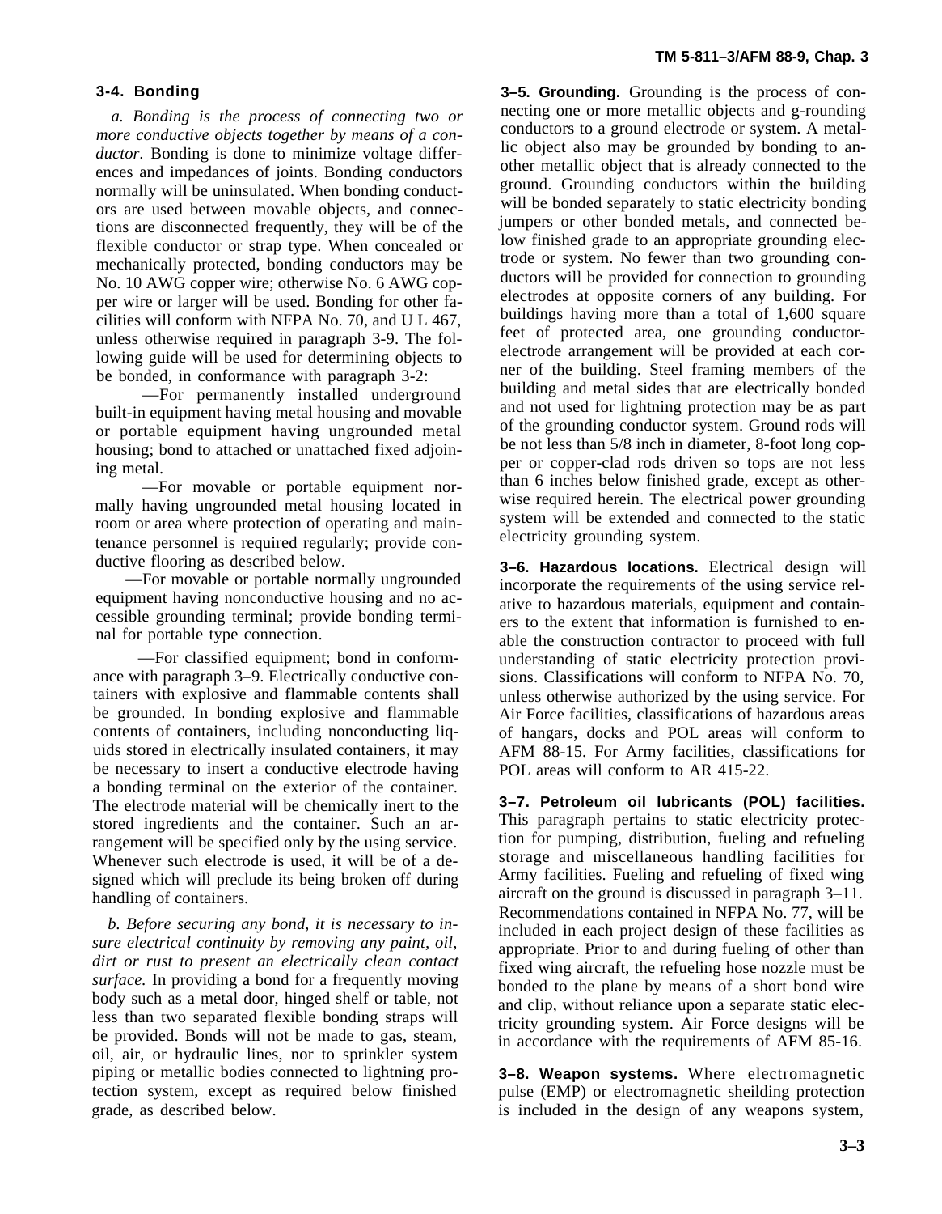## 3-4. Bonding

*a. Bonding is the process of connecting two or more conductive objects together by means of a conductor.* Bonding is done to minimize voltage differences and impedances of joints. Bonding conductors normally will be uninsulated. When bonding conductors are used between movable objects, and connections are disconnected frequently, they will be of the flexible conductor or strap type. When concealed or mechanically protected, bonding conductors may be No. 10 AWG copper wire; otherwise No. 6 AWG copper wire or larger will be used. Bonding for other facilities will conform with NFPA No. 70, and U L 467, unless otherwise required in paragraph 3-9. The following guide will be used for determining objects to be bonded, in conformance with paragraph 3-2:

—For permanently installed underground built-in equipment having metal housing and movable or portable equipment having ungrounded metal housing; bond to attached or unattached fixed adjoining metal.

—For movable or portable equipment normally having ungrounded metal housing located in room or area where protection of operating and maintenance personnel is required regularly; provide conductive flooring as described below.

—For movable or portable normally ungrounded equipment having nonconductive housing and no accessible grounding terminal; provide bonding terminal for portable type connection.

—For classified equipment; bond in conformance with paragraph 3–9. Electrically conductive containers with explosive and flammable contents shall be grounded. In bonding explosive and flammable contents of containers, including nonconducting liquids stored in electrically insulated containers, it may be necessary to insert a conductive electrode having a bonding terminal on the exterior of the container. The electrode material will be chemically inert to the stored ingredients and the container. Such an arrangement will be specified only by the using service. Whenever such electrode is used, it will be of a designed which will preclude its being broken off during handling of containers.

*b. Before securing any bond, it is necessary to insure electrical continuity by removing any paint, oil, dirt or rust to present an electrically clean contact surface.* In providing a bond for a frequently moving body such as a metal door, hinged shelf or table, not less than two separated flexible bonding straps will be provided. Bonds will not be made to gas, steam, oil, air, or hydraulic lines, nor to sprinkler system piping or metallic bodies connected to lightning protection system, except as required below finished grade, as described below.

**3–5. Grounding.** Grounding is the process of connecting one or more metallic objects and g-rounding conductors to a ground electrode or system. A metallic object also may be grounded by bonding to another metallic object that is already connected to the ground. Grounding conductors within the building will be bonded separately to static electricity bonding jumpers or other bonded metals, and connected below finished grade to an appropriate grounding electrode or system. No fewer than two grounding conductors will be provided for connection to grounding electrodes at opposite corners of any building. For buildings having more than a total of 1,600 square feet of protected area, one grounding conductor-electrode arrangement will be provided at each corner of the building. Steel framing members of the building and metal sides that are electrically bonded and not used for lightning protection may be as part of the grounding conductor system. Ground rods will be not less than 5/8 inch in diameter, 8-foot long copper or copper-clad rods driven so tops are not less than 6 inches below finished grade, except as otherwise required herein. The electrical power grounding system will be extended and connected to the static electricity grounding system.

**3–6. Hazardous locations.** Electrical design will incorporate the requirements of the using service relative to hazardous materials, equipment and containers to the extent that information is furnished to enable the construction contractor to proceed with full understanding of static electricity protection provisions. Classifications will conform to NFPA No. 70, unless otherwise authorized by the using service. For Air Force facilities, classifications of hazardous areas of hangars, docks and POL areas will conform to AFM 88-15. For Army facilities, classifications for POL areas will conform to AR 415-22.

**3–7. Petroleum oil lubricants (POL) facilities.** This paragraph pertains to static electricity protection for pumping, distribution, fueling and refueling storage and miscellaneous handling facilities for Army facilities. Fueling and refueling of fixed wing aircraft on the ground is discussed in paragraph 3–11. Recommendations contained in NFPA No. 77, will be included in each project design of these facilities as appropriate. Prior to and during fueling of other than fixed wing aircraft, the refueling hose nozzle must be bonded to the plane by means of a short bond wire and clip, without reliance upon a separate static electricity grounding system. Air Force designs will be in accordance with the requirements of AFM 85-16.

**3–8. Weapon systems.** Where electromagnetic pulse (EMP) or electromagnetic sheilding protection is included in the design of any weapons system,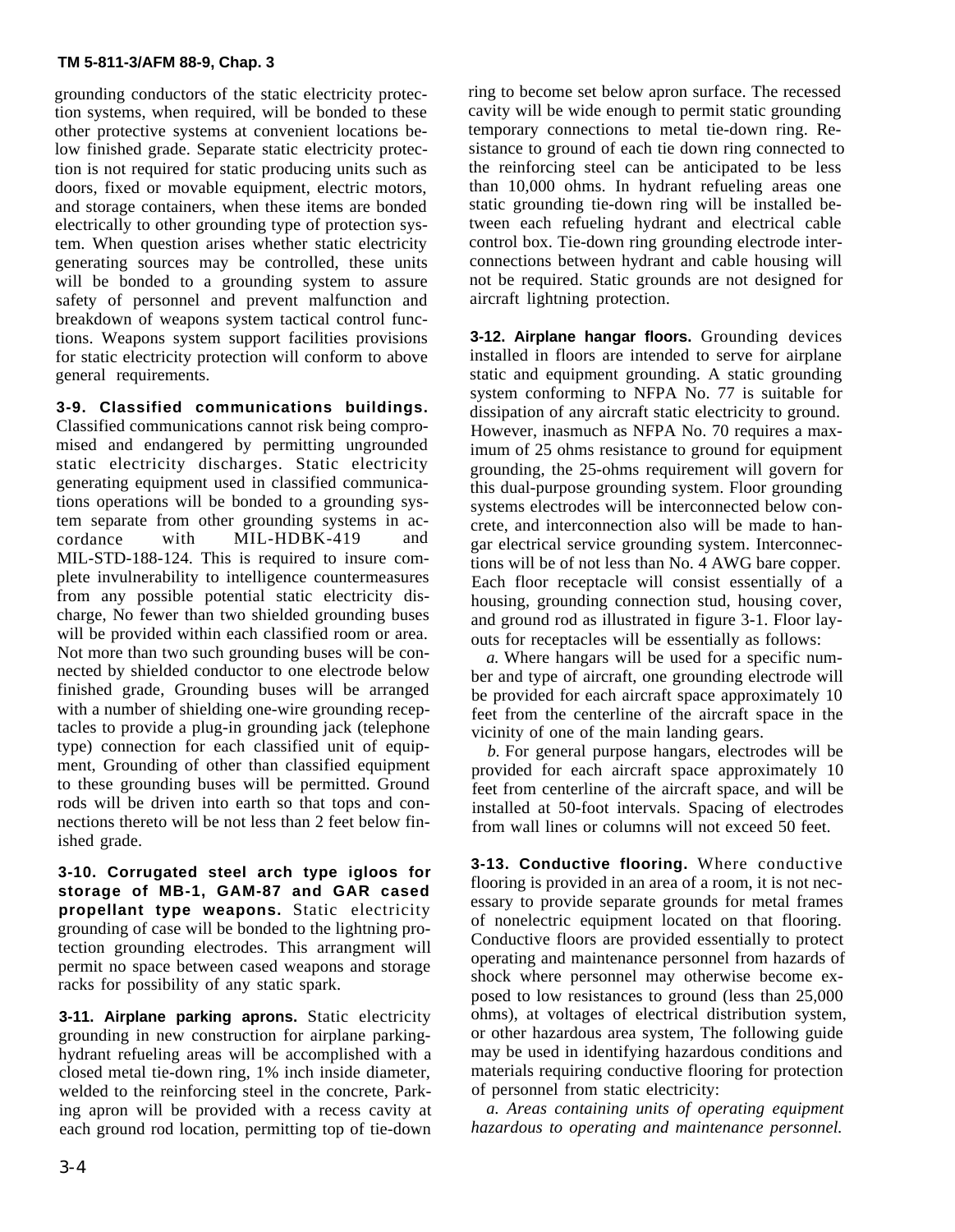grounding conductors of the static electricity protection systems, when required, will be bonded to these other protective systems at convenient locations below finished grade. Separate static electricity protection is not required for static producing units such as doors, fixed or movable equipment, electric motors, and storage containers, when these items are bonded electrically to other grounding type of protection system. When question arises whether static electricity generating sources may be controlled, these units will be bonded to a grounding system to assure safety of personnel and prevent malfunction and breakdown of weapons system tactical control functions. Weapons system support facilities provisions for static electricity protection will conform to above general requirements.

**3-9. Classified communications buildings.** Classified communications cannot risk being compromised and endangered by permitting ungrounded static electricity discharges. Static electricity generating equipment used in classified communications operations will be bonded to a grounding system separate from other grounding systems in accordance with MIL-HDBK-419 and MIL-STD-188-124. This is required to insure complete invulnerability to intelligence countermeasures from any possible potential static electricity discharge, No fewer than two shielded grounding buses will be provided within each classified room or area. Not more than two such grounding buses will be connected by shielded conductor to one electrode below finished grade, Grounding buses will be arranged with a number of shielding one-wire grounding receptacles to provide a plug-in grounding jack (telephone type) connection for each classified unit of equipment, Grounding of other than classified equipment to these grounding buses will be permitted. Ground rods will be driven into earth so that tops and connections thereto will be not less than 2 feet below finished grade.

**3-10. Corrugated steel arch type igloos for storage of MB-1, GAM-87 and GAR cased propellant type weapons.** Static electricity grounding of case will be bonded to the lightning protection grounding electrodes. This arrangement will permit no space between cased weapons and storage racks for possibility of any static spark.

**3-11. Airplane parking aprons.** Static electricity grounding in new construction for airplane parking-hydrant refueling areas will be accomplished with a closed metal tie-down ring, 1% inch inside diameter, welded to the reinforcing steel in the concrete, Parking apron will be provided with a recess cavity at each ground rod location, permitting top of tie-down ring to become set below apron surface. The recessed cavity will be wide enough to permit static grounding temporary connections to metal tie-down ring. Resistance to ground of each tie down ring connected to the reinforcing steel can be anticipated to be less than 10,000 ohms. In hydrant refueling areas one static grounding tie-down ring will be installed between each refueling hydrant and electrical cable control box. Tie-down ring grounding electrode interconnections between hydrant and cable housing will not be required. Static grounds are not designed for aircraft lightning protection.

**3-12. Airplane hangar floors.** Grounding devices installed in floors are intended to serve for airplane static and equipment grounding. A static grounding system conforming to NFPA No. 77 is suitable for dissipation of any aircraft static electricity to ground. However, inasmuch as NFPA No. 70 requires a maximum of 25 ohms resistance to ground for equipment grounding, the 25-ohms requirement will govern for this dual-purpose grounding system. Floor grounding systems electrodes will be interconnected below concrete, and interconnection also will be made to hangar electrical service grounding system. Interconnections will be of not less than No. 4 AWG bare copper. Each floor receptacle will consist essentially of a housing, grounding connection stud, housing cover, and ground rod as illustrated in figure 3-1. Floor layouts for receptacles will be essentially as follows:

*a.* Where hangars will be used for a specific number and type of aircraft, one grounding electrode will be provided for each aircraft space approximately 10 feet from the centerline of the aircraft space in the vicinity of one of the main landing gears.

*b.* For general purpose hangars, electrodes will be provided for each aircraft space approximately 10 feet from centerline of the aircraft space, and will be installed at 50-foot intervals. Spacing of electrodes from wall lines or columns will not exceed 50 feet.

**3-13. Conductive flooring.** Where conductive flooring is provided in an area of a room, it is not necessary to provide separate grounds for metal frames of nonelectric equipment located on that flooring. Conductive floors are provided essentially to protect operating and maintenance personnel from hazards of shock where personnel may otherwise become exposed to low resistances to ground (less than 25,000 ohms), at voltages of electrical distribution system, or other hazardous area system, The following guide may be used in identifying hazardous conditions and materials requiring conductive flooring for protection of personnel from static electricity:

*a. Areas containing units of operating equipment hazardous to operating and maintenance personnel.*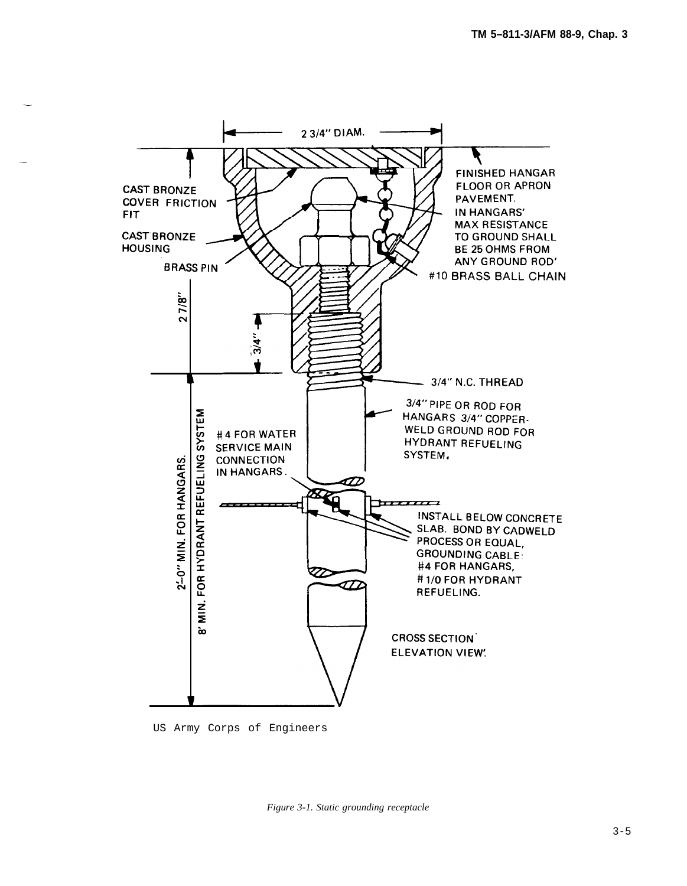2 3/4" DIAM.

CAST BRONZE COVER FRICTION FIT

CAST BRONZE HOUSING

BRASS PIN

FINISHED HANGAR FLOOR OR APRON PAVEMENT. IN HANGARS' MAX RESISTANCE TO GROUND SHALL BE 25 OHMS FROM ANY GROUND ROD'

#10 BRASS BALL CHAIN

2 7/8"

3/4"

3/4" N.C. THREAD

3/4" PIPE OR ROD FOR HANGARS 3/4" COPPER-WELD GROUND ROD FOR HYDRANT REFUELING SYSTEM.

#4 FOR WATER SERVICE MAIN CONNECTION IN HANGARS.

2'-0" MIN. FOR HANGARS.

8' MIN. FOR HYDRANT REFUELING SYSTEM

INSTALL BELOW CONCRETE SLAB. BOND BY CADWELD PROCESS OR EQUAL, GROUNDING CABLE: #4 FOR HANGARS, #1/0 FOR HYDRANT REFUELING.

CROSS SECTION ELEVATION VIEW.

US Army Corps of Engineers

*Figure 3-1. Static grounding receptacle*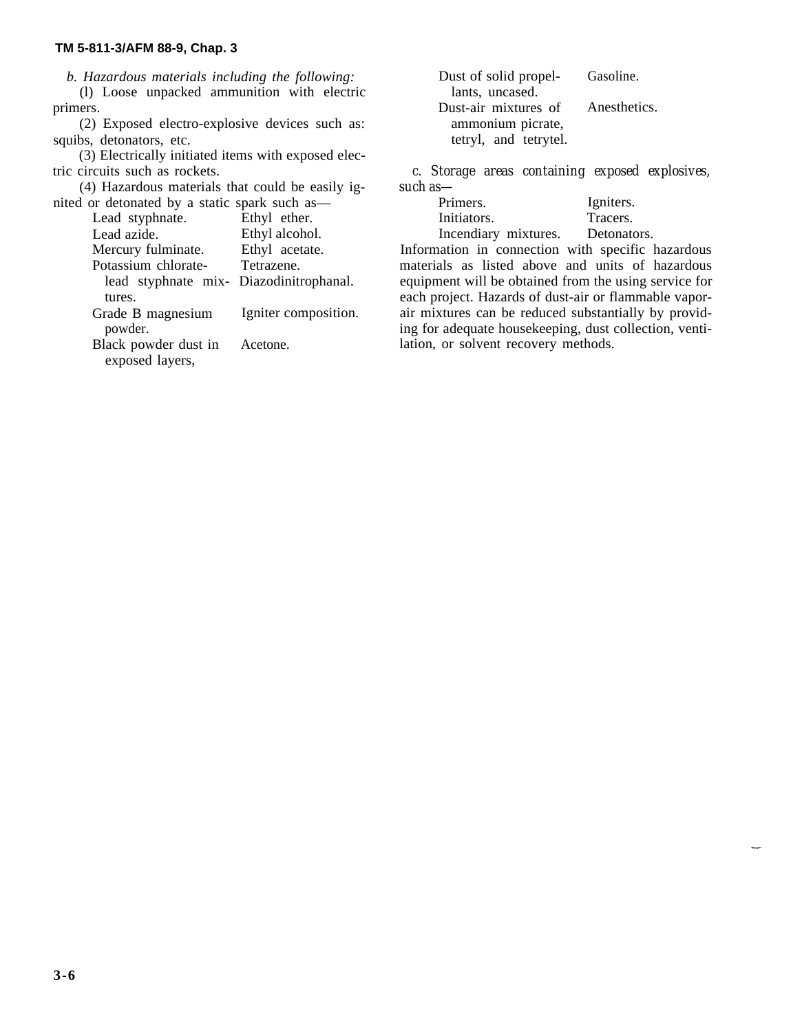*b. Hazardous materials including the following:*

(l) Loose unpacked ammunition with electric primers.

(2) Exposed electro-explosive devices such as: squibs, detonators, etc.

(3) Electrically initiated items with exposed electric circuits such as rockets.

(4) Hazardous materials that could be easily ignited or detonated by a static spark such as—

| | |
|---|---|
| Lead styphnate. | Ethyl ether. |
| Lead azide. | Ethyl alcohol. |
| Mercury fulminate. | Ethyl acetate. |
| Potassium chlorate-lead styphnate mixtures. | Tetrazene. |
| | Diazodinitrophanal. |
| Grade B magnesium powder. | Igniter composition. |
| Black powder dust in exposed layers, | Acetone. |
| Dust of solid propellants, uncased. | Gasoline. |
| Dust-air mixtures of ammonium picrate, tetryl, and tetrytel. | Anesthetics. |

*c. Storage areas containing exposed explosives, such as—*

| | |
|---|---|
| Primers. | Igniters. |
| Initiators. | Tracers. |
| Incendiary mixtures. | Detonators. |

Information in connection with specific hazardous materials as listed above and units of hazardous equipment will be obtained from the using service for each project. Hazards of dust-air or flammable vapor-air mixtures can be reduced substantially by providing for adequate housekeeping, dust collection, ventilation, or solvent recovery methods.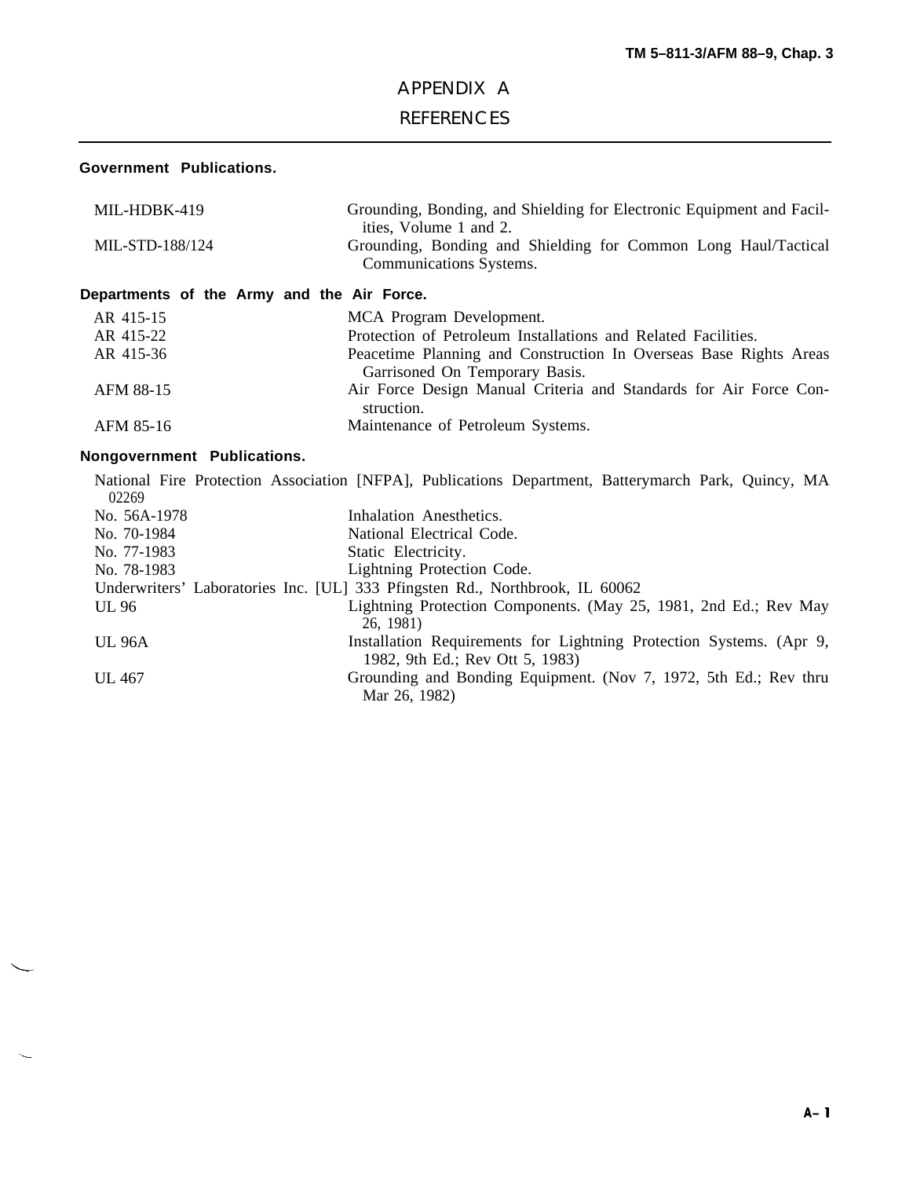# APPENDIX A

## REFERENCES

**Government Publications.**

| | |
|---|---|
| MIL-HDBK-419 | Grounding, Bonding, and Shielding for Electronic Equipment and Facilities, Volume 1 and 2. |
| MIL-STD-188/124 | Grounding, Bonding and Shielding for Common Long Haul/Tactical Communications Systems. |

**Departments of the Army and the Air Force.**

| | |
|---|---|
| AR 415-15 | MCA Program Development. |
| AR 415-22 | Protection of Petroleum Installations and Related Facilities. |
| AR 415-36 | Peacetime Planning and Construction In Overseas Base Rights Areas Garrisoned On Temporary Basis. |
| AFM 88-15 | Air Force Design Manual Criteria and Standards for Air Force Construction. |
| AFM 85-16 | Maintenance of Petroleum Systems. |

**Nongovernment Publications.**

National Fire Protection Association [NFPA], Publications Department, Batterymarch Park, Quincy, MA 02269

| | |
|---|---|
| No. 56A-1978 | Inhalation Anesthetics. |
| No. 70-1984 | National Electrical Code. |
| No. 77-1983 | Static Electricity. |
| No. 78-1983 | Lightning Protection Code. |

Underwriters' Laboratories Inc. [UL] 333 Pfingsten Rd., Northbrook, IL 60062

| | |
|---|---|
| UL 96 | Lightning Protection Components. (May 25, 1981, 2nd Ed.; Rev May 26, 1981) |
| UL 96A | Installation Requirements for Lightning Protection Systems. (Apr 9, 1982, 9th Ed.; Rev Ott 5, 1983) |
| UL 467 | Grounding and Bonding Equipment. (Nov 7, 1972, 5th Ed.; Rev thru Mar 26, 1982) |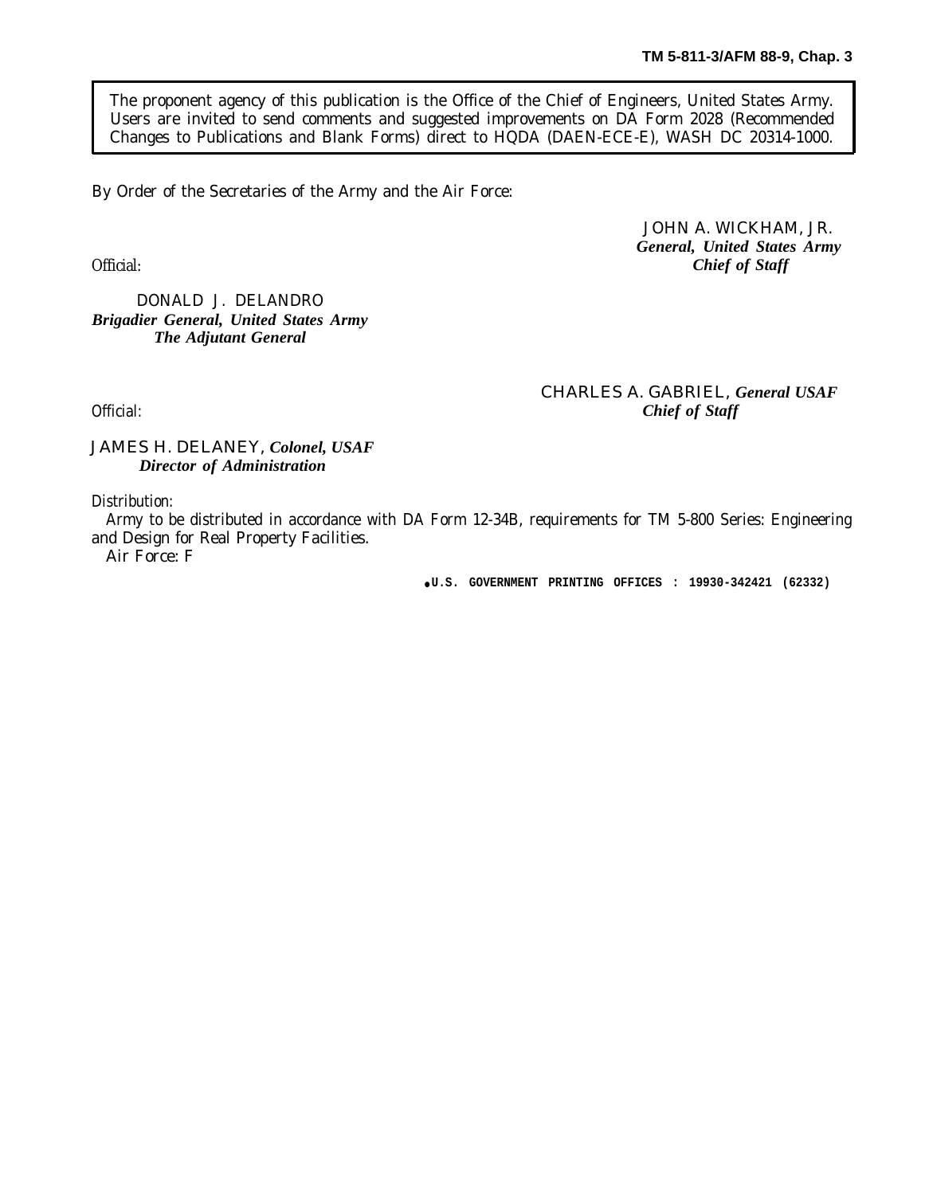The proponent agency of this publication is the Office of the Chief of Engineers, United States Army. Users are invited to send comments and suggested improvements on DA Form 2028 (Recommended Changes to Publications and Blank Forms) direct to HQDA (DAEN-ECE-E), WASH DC 20314-1000.

By Order of the Secretaries of the Army and the Air Force:

JOHN A. WICKHAM, JR.
*General, United States Army*
*Chief of Staff*

Official:

DONALD J. DELANDRO
*Brigadier General, United States Army*
*The Adjutant General*

CHARLES A. GABRIEL, *General USAF*
*Chief of Staff*

Official:

JAMES H. DELANEY, *Colonel, USAF*
*Director of Administration*

Distribution:

Army to be distributed in accordance with DA Form 12-34B, requirements for TM 5-800 Series: Engineering and Design for Real Property Facilities.

Air Force: F

**•U.S. GOVERNMENT PRINTING OFFICES : 19930-342421 (62332)**